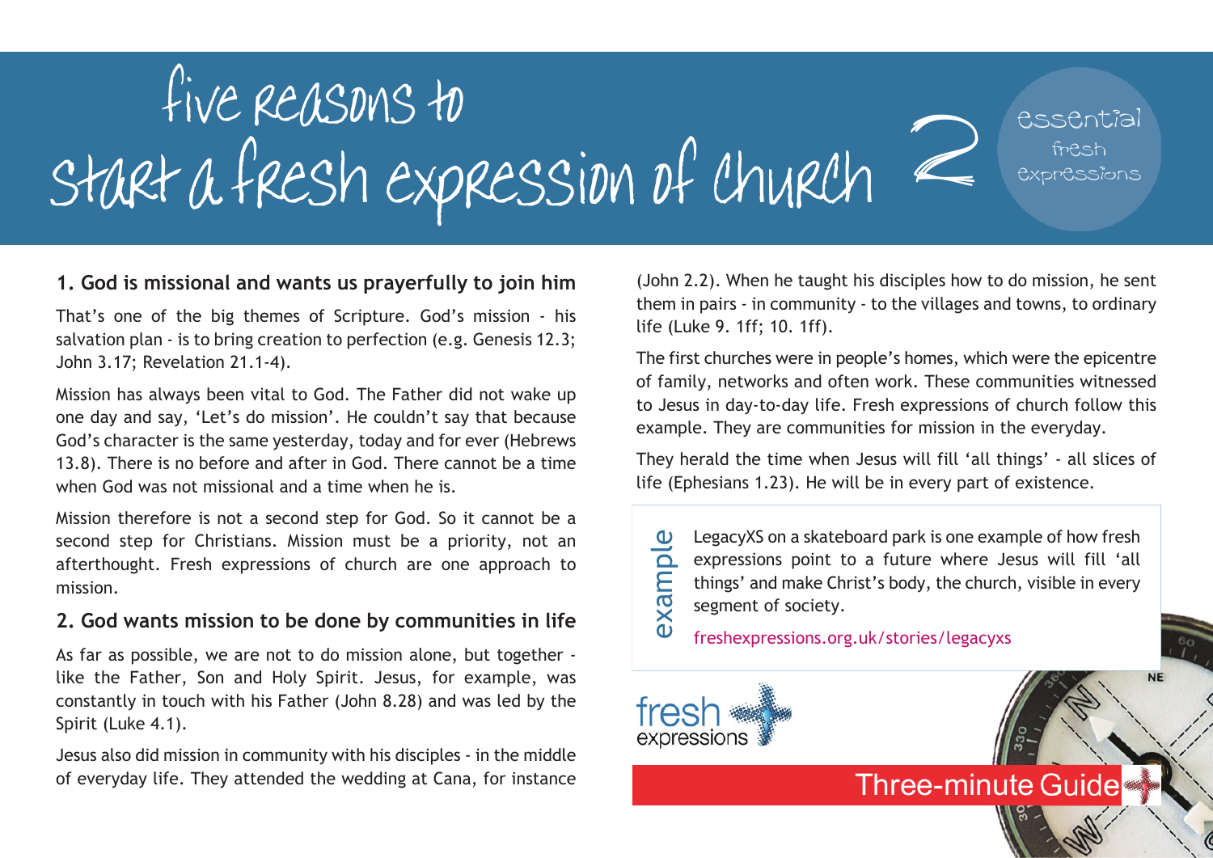# five reasons to start a fresh expression of church

2 essential fresh expressions

### 1. God is missional and wants us prayerfully to join him

That's one of the big themes of Scripture. God's mission - his salvation plan - is to bring creation to perfection (e.g. Genesis 12.3; John 3.17; Revelation 21.1-4).

Mission has always been vital to God. The Father did not wake up one day and say, 'Let's do mission'. He couldn't say that because God's character is the same yesterday, today and for ever (Hebrews 13.8). There is no before and after in God. There cannot be a time when God was not missional and a time when he is.

Mission therefore is not a second step for God. So it cannot be a second step for Christians. Mission must be a priority, not an afterthought. Fresh expressions of church are one approach to mission.

### 2. God wants mission to be done by communities in life

As far as possible, we are not to do mission alone, but together - like the Father, Son and Holy Spirit. Jesus, for example, was constantly in touch with his Father (John 8.28) and was led by the Spirit (Luke 4.1).

Jesus also did mission in community with his disciples - in the middle of everyday life. They attended the wedding at Cana, for instance (John 2.2). When he taught his disciples how to do mission, he sent them in pairs - in community - to the villages and towns, to ordinary life (Luke 9. 1ff; 10. 1ff).

The first churches were in people's homes, which were the epicentre of family, networks and often work. These communities witnessed to Jesus in day-to-day life. Fresh expressions of church follow this example. They are communities for mission in the everyday.

They herald the time when Jesus will fill 'all things' - all slices of life (Ephesians 1.23). He will be in every part of existence.

**example**

LegacyXS on a skateboard park is one example of how fresh expressions point to a future where Jesus will fill 'all things' and make Christ's body, the church, visible in every segment of society.

freshexpressions.org.uk/stories/legacyxs

fresh expressions

Three-minute Guide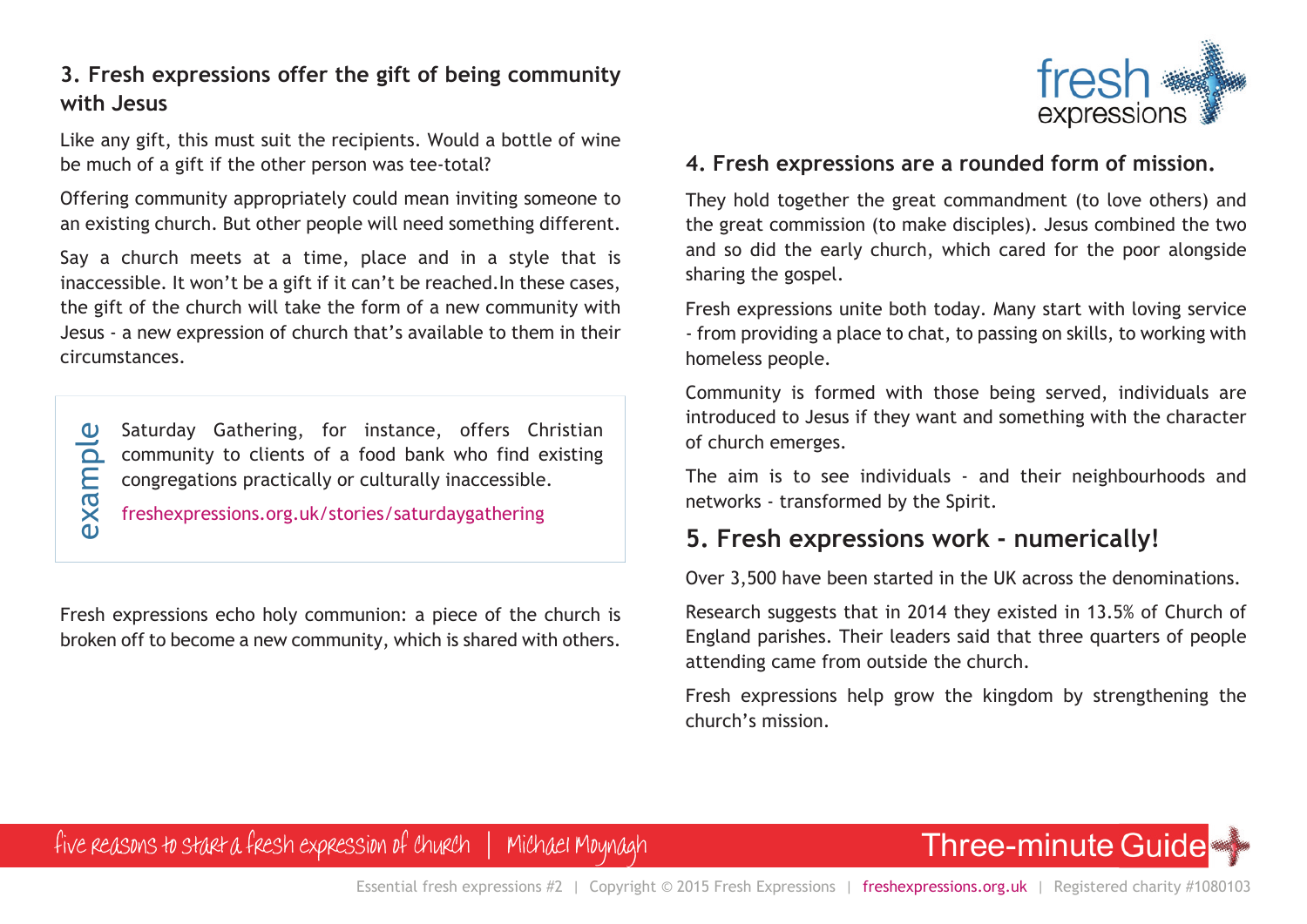### 3. Fresh expressions offer the gift of being community with Jesus

Like any gift, this must suit the recipients. Would a bottle of wine be much of a gift if the other person was tee-total?

Offering community appropriately could mean inviting someone to an existing church. But other people will need something different.

Say a church meets at a time, place and in a style that is inaccessible. It won't be a gift if it can't be reached.In these cases, the gift of the church will take the form of a new community with Jesus - a new expression of church that's available to them in their circumstances.

> **example**
>
> Saturday Gathering, for instance, offers Christian community to clients of a food bank who find existing congregations practically or culturally inaccessible.
>
> freshexpressions.org.uk/stories/saturdaygathering

Fresh expressions echo holy communion: a piece of the church is broken off to become a new community, which is shared with others.

### 4. Fresh expressions are a rounded form of mission.

They hold together the great commandment (to love others) and the great commission (to make disciples). Jesus combined the two and so did the early church, which cared for the poor alongside sharing the gospel.

Fresh expressions unite both today. Many start with loving service - from providing a place to chat, to passing on skills, to working with homeless people.

Community is formed with those being served, individuals are introduced to Jesus if they want and something with the character of church emerges.

The aim is to see individuals - and their neighbourhoods and networks - transformed by the Spirit.

### 5. Fresh expressions work - numerically!

Over 3,500 have been started in the UK across the denominations.

Research suggests that in 2014 they existed in 13.5% of Church of England parishes. Their leaders said that three quarters of people attending came from outside the church.

Fresh expressions help grow the kingdom by strengthening the church's mission.